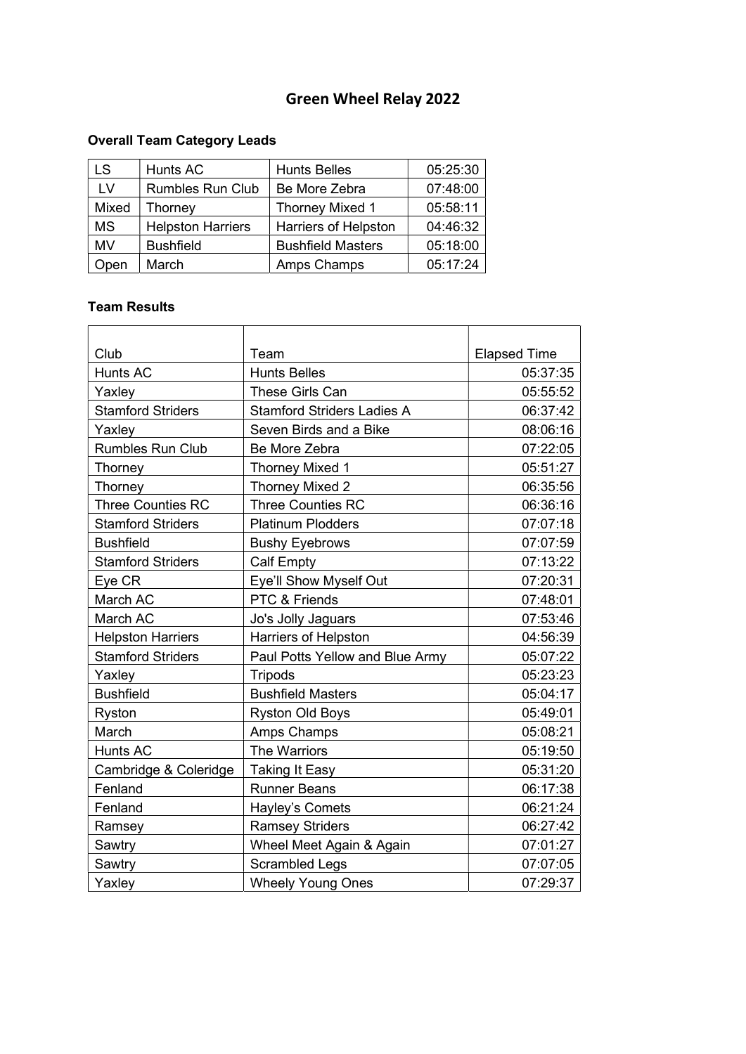# Green Wheel Relay 2022

### Overall Team Category Leads

| LS | Hunts AC | Hunts Belles | 05:25:30 |
|---|---|---|---|
| LV | Rumbles Run Club | Be More Zebra | 07:48:00 |
| Mixed | Thorney | Thorney Mixed 1 | 05:58:11 |
| MS | Helpston Harriers | Harriers of Helpston | 04:46:32 |
| MV | Bushfield | Bushfield Masters | 05:18:00 |
| Open | March | Amps Champs | 05:17:24 |

### Team Results

| Club | Team | Elapsed Time |
|---|---|---|
| Hunts AC | Hunts Belles | 05:37:35 |
| Yaxley | These Girls Can | 05:55:52 |
| Stamford Striders | Stamford Striders Ladies A | 06:37:42 |
| Yaxley | Seven Birds and a Bike | 08:06:16 |
| Rumbles Run Club | Be More Zebra | 07:22:05 |
| Thorney | Thorney Mixed 1 | 05:51:27 |
| Thorney | Thorney Mixed 2 | 06:35:56 |
| Three Counties RC | Three Counties RC | 06:36:16 |
| Stamford Striders | Platinum Plodders | 07:07:18 |
| Bushfield | Bushy Eyebrows | 07:07:59 |
| Stamford Striders | Calf Empty | 07:13:22 |
| Eye CR | Eye'll Show Myself Out | 07:20:31 |
| March AC | PTC & Friends | 07:48:01 |
| March AC | Jo's Jolly Jaguars | 07:53:46 |
| Helpston Harriers | Harriers of Helpston | 04:56:39 |
| Stamford Striders | Paul Potts Yellow and Blue Army | 05:07:22 |
| Yaxley | Tripods | 05:23:23 |
| Bushfield | Bushfield Masters | 05:04:17 |
| Ryston | Ryston Old Boys | 05:49:01 |
| March | Amps Champs | 05:08:21 |
| Hunts AC | The Warriors | 05:19:50 |
| Cambridge & Coleridge | Taking It Easy | 05:31:20 |
| Fenland | Runner Beans | 06:17:38 |
| Fenland | Hayley's Comets | 06:21:24 |
| Ramsey | Ramsey Striders | 06:27:42 |
| Sawtry | Wheel Meet Again & Again | 07:01:27 |
| Sawtry | Scrambled Legs | 07:07:05 |
| Yaxley | Wheely Young Ones | 07:29:37 |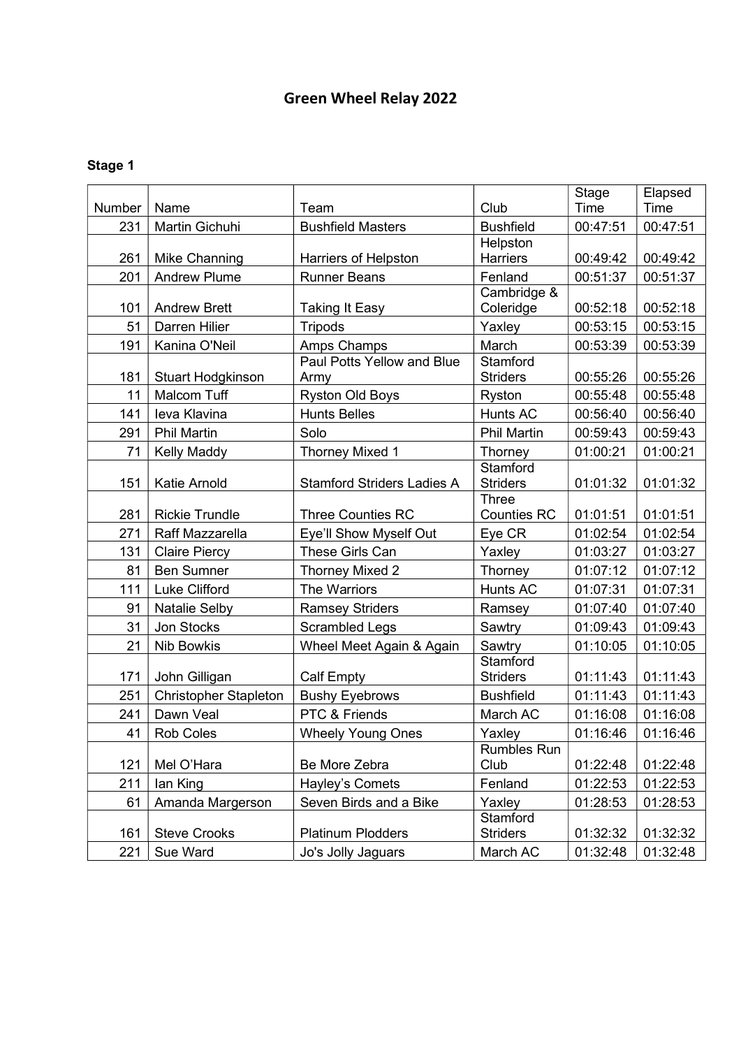# Green Wheel Relay 2022

### Stage 1

| Number | Name | Team | Club | Stage Time | Elapsed Time |
|---|---|---|---|---|---|
| 231 | Martin Gichuhi | Bushfield Masters | Bushfield | 00:47:51 | 00:47:51 |
| 261 | Mike Channing | Harriers of Helpston | Helpston Harriers | 00:49:42 | 00:49:42 |
| 201 | Andrew Plume | Runner Beans | Fenland | 00:51:37 | 00:51:37 |
| 101 | Andrew Brett | Taking It Easy | Cambridge & Coleridge | 00:52:18 | 00:52:18 |
| 51 | Darren Hilier | Tripods | Yaxley | 00:53:15 | 00:53:15 |
| 191 | Kanina O'Neil | Amps Champs | March | 00:53:39 | 00:53:39 |
| 181 | Stuart Hodgkinson | Paul Potts Yellow and Blue Army | Stamford Striders | 00:55:26 | 00:55:26 |
| 11 | Malcom Tuff | Ryston Old Boys | Ryston | 00:55:48 | 00:55:48 |
| 141 | Ieva Klavina | Hunts Belles | Hunts AC | 00:56:40 | 00:56:40 |
| 291 | Phil Martin | Solo | Phil Martin | 00:59:43 | 00:59:43 |
| 71 | Kelly Maddy | Thorney Mixed 1 | Thorney | 01:00:21 | 01:00:21 |
| 151 | Katie Arnold | Stamford Striders Ladies A | Stamford Striders | 01:01:32 | 01:01:32 |
| 281 | Rickie Trundle | Three Counties RC | Three Counties RC | 01:01:51 | 01:01:51 |
| 271 | Raff Mazzarella | Eye'll Show Myself Out | Eye CR | 01:02:54 | 01:02:54 |
| 131 | Claire Piercy | These Girls Can | Yaxley | 01:03:27 | 01:03:27 |
| 81 | Ben Sumner | Thorney Mixed 2 | Thorney | 01:07:12 | 01:07:12 |
| 111 | Luke Clifford | The Warriors | Hunts AC | 01:07:31 | 01:07:31 |
| 91 | Natalie Selby | Ramsey Striders | Ramsey | 01:07:40 | 01:07:40 |
| 31 | Jon Stocks | Scrambled Legs | Sawtry | 01:09:43 | 01:09:43 |
| 21 | Nib Bowkis | Wheel Meet Again & Again | Sawtry | 01:10:05 | 01:10:05 |
| 171 | John Gilligan | Calf Empty | Stamford Striders | 01:11:43 | 01:11:43 |
| 251 | Christopher Stapleton | Bushy Eyebrows | Bushfield | 01:11:43 | 01:11:43 |
| 241 | Dawn Veal | PTC & Friends | March AC | 01:16:08 | 01:16:08 |
| 41 | Rob Coles | Wheely Young Ones | Yaxley | 01:16:46 | 01:16:46 |
| 121 | Mel O'Hara | Be More Zebra | Rumbles Run Club | 01:22:48 | 01:22:48 |
| 211 | Ian King | Hayley's Comets | Fenland | 01:22:53 | 01:22:53 |
| 61 | Amanda Margerson | Seven Birds and a Bike | Yaxley | 01:28:53 | 01:28:53 |
| 161 | Steve Crooks | Platinum Plodders | Stamford Striders | 01:32:32 | 01:32:32 |
| 221 | Sue Ward | Jo's Jolly Jaguars | March AC | 01:32:48 | 01:32:48 |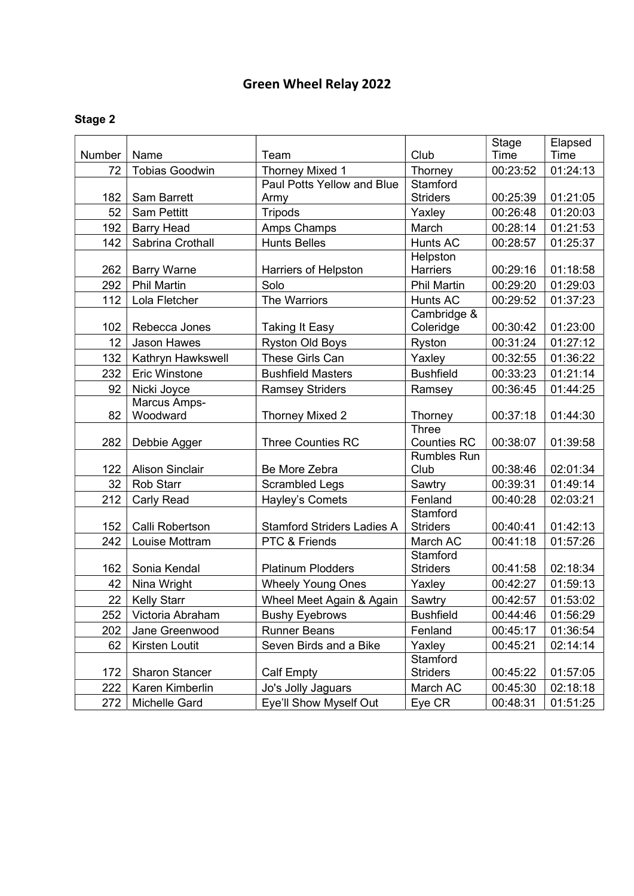# Green Wheel Relay 2022

### Stage 2

| Number | Name | Team | Club | Stage Time | Elapsed Time |
|---|---|---|---|---|---|
| 72 | Tobias Goodwin | Thorney Mixed 1 | Thorney | 00:23:52 | 01:24:13 |
| 182 | Sam Barrett | Paul Potts Yellow and Blue Army | Stamford Striders | 00:25:39 | 01:21:05 |
| 52 | Sam Pettitt | Tripods | Yaxley | 00:26:48 | 01:20:03 |
| 192 | Barry Head | Amps Champs | March | 00:28:14 | 01:21:53 |
| 142 | Sabrina Crothall | Hunts Belles | Hunts AC | 00:28:57 | 01:25:37 |
| 262 | Barry Warne | Harriers of Helpston | Helpston Harriers | 00:29:16 | 01:18:58 |
| 292 | Phil Martin | Solo | Phil Martin | 00:29:20 | 01:29:03 |
| 112 | Lola Fletcher | The Warriors | Hunts AC | 00:29:52 | 01:37:23 |
| 102 | Rebecca Jones | Taking It Easy | Cambridge & Coleridge | 00:30:42 | 01:23:00 |
| 12 | Jason Hawes | Ryston Old Boys | Ryston | 00:31:24 | 01:27:12 |
| 132 | Kathryn Hawkswell | These Girls Can | Yaxley | 00:32:55 | 01:36:22 |
| 232 | Eric Winstone | Bushfield Masters | Bushfield | 00:33:23 | 01:21:14 |
| 92 | Nicki Joyce | Ramsey Striders | Ramsey | 00:36:45 | 01:44:25 |
| 82 | Marcus Amps-Woodward | Thorney Mixed 2 | Thorney | 00:37:18 | 01:44:30 |
| 282 | Debbie Agger | Three Counties RC | Three Counties RC | 00:38:07 | 01:39:58 |
| 122 | Alison Sinclair | Be More Zebra | Rumbles Run Club | 00:38:46 | 02:01:34 |
| 32 | Rob Starr | Scrambled Legs | Sawtry | 00:39:31 | 01:49:14 |
| 212 | Carly Read | Hayley's Comets | Fenland | 00:40:28 | 02:03:21 |
| 152 | Calli Robertson | Stamford Striders Ladies A | Stamford Striders | 00:40:41 | 01:42:13 |
| 242 | Louise Mottram | PTC & Friends | March AC | 00:41:18 | 01:57:26 |
| 162 | Sonia Kendal | Platinum Plodders | Stamford Striders | 00:41:58 | 02:18:34 |
| 42 | Nina Wright | Wheely Young Ones | Yaxley | 00:42:27 | 01:59:13 |
| 22 | Kelly Starr | Wheel Meet Again & Again | Sawtry | 00:42:57 | 01:53:02 |
| 252 | Victoria Abraham | Bushy Eyebrows | Bushfield | 00:44:46 | 01:56:29 |
| 202 | Jane Greenwood | Runner Beans | Fenland | 00:45:17 | 01:36:54 |
| 62 | Kirsten Loutit | Seven Birds and a Bike | Yaxley | 00:45:21 | 02:14:14 |
| 172 | Sharon Stancer | Calf Empty | Stamford Striders | 00:45:22 | 01:57:05 |
| 222 | Karen Kimberlin | Jo's Jolly Jaguars | March AC | 00:45:30 | 02:18:18 |
| 272 | Michelle Gard | Eye'll Show Myself Out | Eye CR | 00:48:31 | 01:51:25 |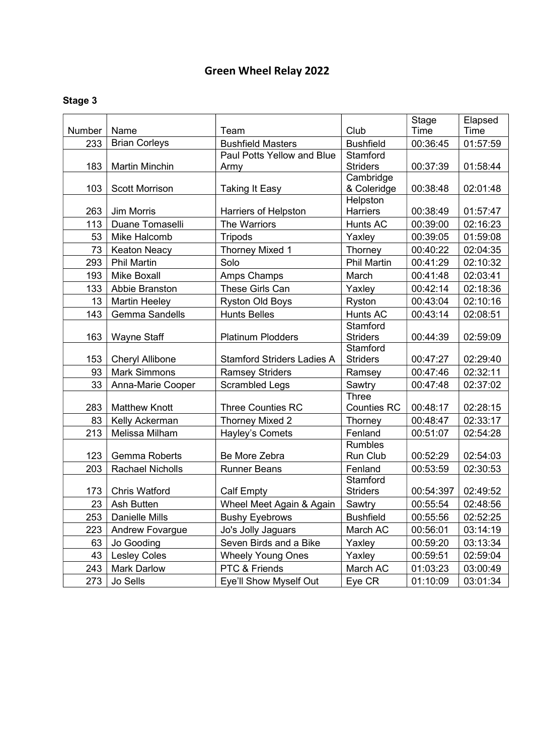# Green Wheel Relay 2022

**Stage 3**

| Number | Name | Team | Club | Stage Time | Elapsed Time |
|---|---|---|---|---|---|
| 233 | Brian Corleys | Bushfield Masters | Bushfield | 00:36:45 | 01:57:59 |
| 183 | Martin Minchin | Paul Potts Yellow and Blue Army | Stamford Striders | 00:37:39 | 01:58:44 |
| 103 | Scott Morrison | Taking It Easy | Cambridge & Coleridge | 00:38:48 | 02:01:48 |
| 263 | Jim Morris | Harriers of Helpston | Helpston Harriers | 00:38:49 | 01:57:47 |
| 113 | Duane Tomaselli | The Warriors | Hunts AC | 00:39:00 | 02:16:23 |
| 53 | Mike Halcomb | Tripods | Yaxley | 00:39:05 | 01:59:08 |
| 73 | Keaton Neacy | Thorney Mixed 1 | Thorney | 00:40:22 | 02:04:35 |
| 293 | Phil Martin | Solo | Phil Martin | 00:41:29 | 02:10:32 |
| 193 | Mike Boxall | Amps Champs | March | 00:41:48 | 02:03:41 |
| 133 | Abbie Branston | These Girls Can | Yaxley | 00:42:14 | 02:18:36 |
| 13 | Martin Heeley | Ryston Old Boys | Ryston | 00:43:04 | 02:10:16 |
| 143 | Gemma Sandells | Hunts Belles | Hunts AC | 00:43:14 | 02:08:51 |
| 163 | Wayne Staff | Platinum Plodders | Stamford Striders | 00:44:39 | 02:59:09 |
| 153 | Cheryl Allibone | Stamford Striders Ladies A | Stamford Striders | 00:47:27 | 02:29:40 |
| 93 | Mark Simmons | Ramsey Striders | Ramsey | 00:47:46 | 02:32:11 |
| 33 | Anna-Marie Cooper | Scrambled Legs | Sawtry | 00:47:48 | 02:37:02 |
| 283 | Matthew Knott | Three Counties RC | Three Counties RC | 00:48:17 | 02:28:15 |
| 83 | Kelly Ackerman | Thorney Mixed 2 | Thorney | 00:48:47 | 02:33:17 |
| 213 | Melissa Milham | Hayley's Comets | Fenland | 00:51:07 | 02:54:28 |
| 123 | Gemma Roberts | Be More Zebra | Rumbles Run Club | 00:52:29 | 02:54:03 |
| 203 | Rachael Nicholls | Runner Beans | Fenland | 00:53:59 | 02:30:53 |
| 173 | Chris Watford | Calf Empty | Stamford Striders | 00:54:397 | 02:49:52 |
| 23 | Ash Butten | Wheel Meet Again & Again | Sawtry | 00:55:54 | 02:48:56 |
| 253 | Danielle Mills | Bushy Eyebrows | Bushfield | 00:55:56 | 02:52:25 |
| 223 | Andrew Fovargue | Jo's Jolly Jaguars | March AC | 00:56:01 | 03:14:19 |
| 63 | Jo Gooding | Seven Birds and a Bike | Yaxley | 00:59:20 | 03:13:34 |
| 43 | Lesley Coles | Wheely Young Ones | Yaxley | 00:59:51 | 02:59:04 |
| 243 | Mark Darlow | PTC & Friends | March AC | 01:03:23 | 03:00:49 |
| 273 | Jo Sells | Eye'll Show Myself Out | Eye CR | 01:10:09 | 03:01:34 |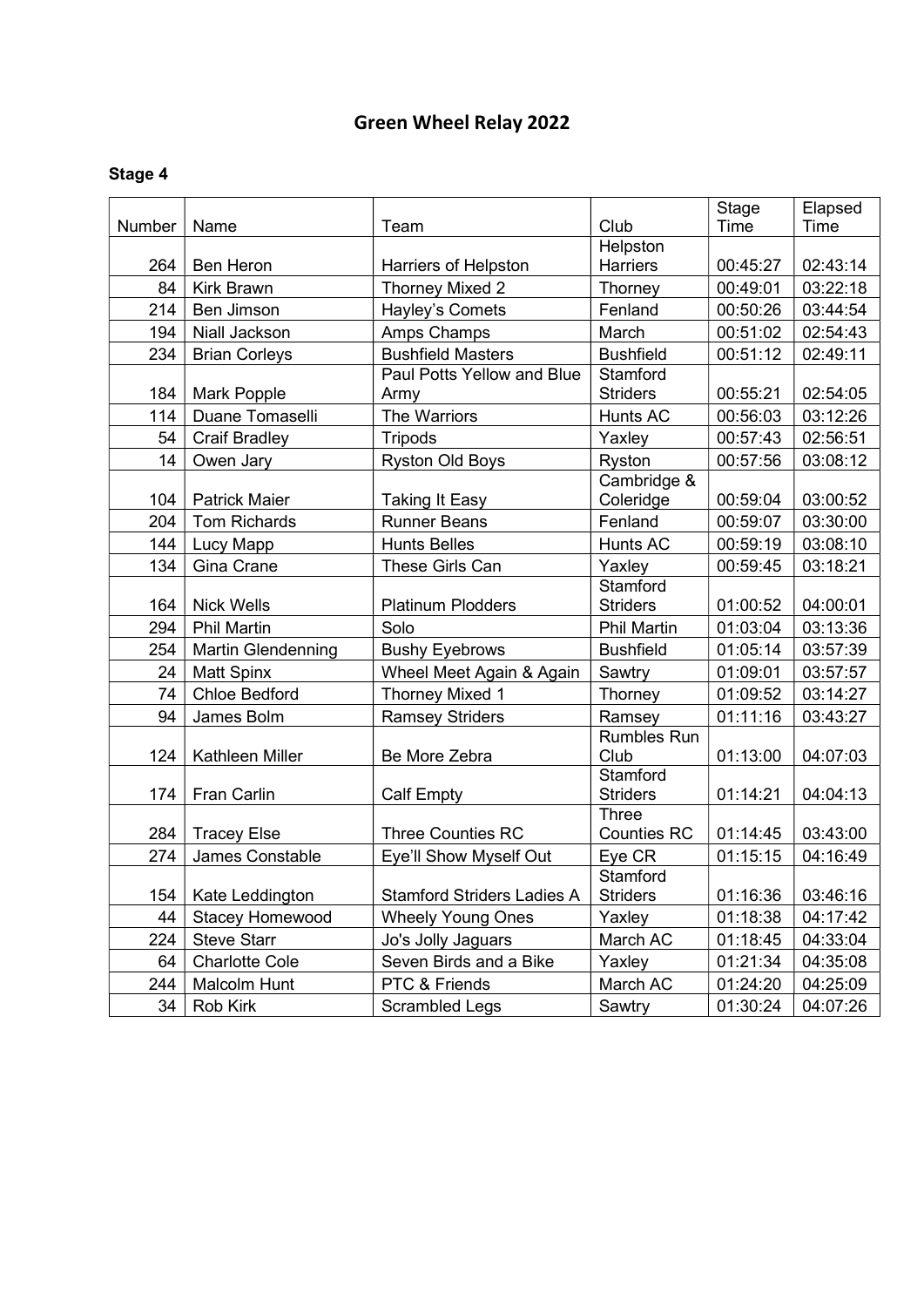# Green Wheel Relay 2022

**Stage 4**

| Number | Name | Team | Club | Stage Time | Elapsed Time |
|---|---|---|---|---|---|
| 264 | Ben Heron | Harriers of Helpston | Helpston Harriers | 00:45:27 | 02:43:14 |
| 84 | Kirk Brawn | Thorney Mixed 2 | Thorney | 00:49:01 | 03:22:18 |
| 214 | Ben Jimson | Hayley's Comets | Fenland | 00:50:26 | 03:44:54 |
| 194 | Niall Jackson | Amps Champs | March | 00:51:02 | 02:54:43 |
| 234 | Brian Corleys | Bushfield Masters | Bushfield | 00:51:12 | 02:49:11 |
| 184 | Mark Popple | Paul Potts Yellow and Blue Army | Stamford Striders | 00:55:21 | 02:54:05 |
| 114 | Duane Tomaselli | The Warriors | Hunts AC | 00:56:03 | 03:12:26 |
| 54 | Craif Bradley | Tripods | Yaxley | 00:57:43 | 02:56:51 |
| 14 | Owen Jary | Ryston Old Boys | Ryston | 00:57:56 | 03:08:12 |
| 104 | Patrick Maier | Taking It Easy | Cambridge & Coleridge | 00:59:04 | 03:00:52 |
| 204 | Tom Richards | Runner Beans | Fenland | 00:59:07 | 03:30:00 |
| 144 | Lucy Mapp | Hunts Belles | Hunts AC | 00:59:19 | 03:08:10 |
| 134 | Gina Crane | These Girls Can | Yaxley | 00:59:45 | 03:18:21 |
| 164 | Nick Wells | Platinum Plodders | Stamford Striders | 01:00:52 | 04:00:01 |
| 294 | Phil Martin | Solo | Phil Martin | 01:03:04 | 03:13:36 |
| 254 | Martin Glendenning | Bushy Eyebrows | Bushfield | 01:05:14 | 03:57:39 |
| 24 | Matt Spinx | Wheel Meet Again & Again | Sawtry | 01:09:01 | 03:57:57 |
| 74 | Chloe Bedford | Thorney Mixed 1 | Thorney | 01:09:52 | 03:14:27 |
| 94 | James Bolm | Ramsey Striders | Ramsey | 01:11:16 | 03:43:27 |
| 124 | Kathleen Miller | Be More Zebra | Rumbles Run Club | 01:13:00 | 04:07:03 |
| 174 | Fran Carlin | Calf Empty | Stamford Striders | 01:14:21 | 04:04:13 |
| 284 | Tracey Else | Three Counties RC | Three Counties RC | 01:14:45 | 03:43:00 |
| 274 | James Constable | Eye'll Show Myself Out | Eye CR | 01:15:15 | 04:16:49 |
| 154 | Kate Leddington | Stamford Striders Ladies A | Stamford Striders | 01:16:36 | 03:46:16 |
| 44 | Stacey Homewood | Wheely Young Ones | Yaxley | 01:18:38 | 04:17:42 |
| 224 | Steve Starr | Jo's Jolly Jaguars | March AC | 01:18:45 | 04:33:04 |
| 64 | Charlotte Cole | Seven Birds and a Bike | Yaxley | 01:21:34 | 04:35:08 |
| 244 | Malcolm Hunt | PTC & Friends | March AC | 01:24:20 | 04:25:09 |
| 34 | Rob Kirk | Scrambled Legs | Sawtry | 01:30:24 | 04:07:26 |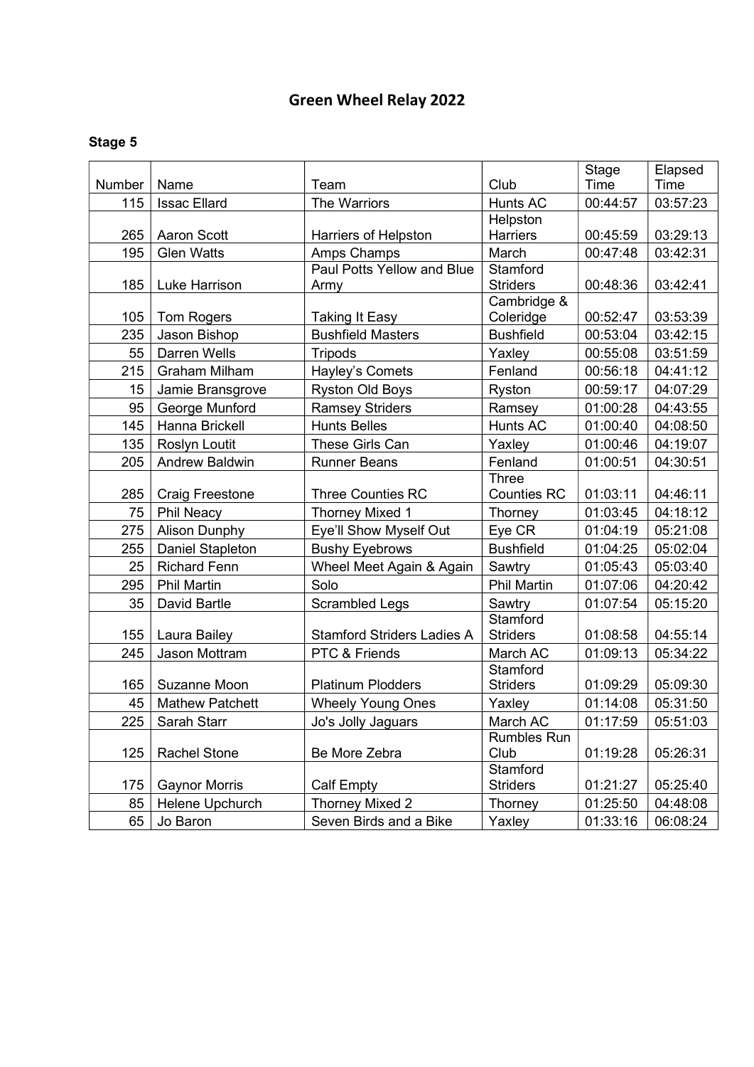# Green Wheel Relay 2022

**Stage 5**

| Number | Name | Team | Club | Stage Time | Elapsed Time |
|---|---|---|---|---|---|
| 115 | Issac Ellard | The Warriors | Hunts AC | 00:44:57 | 03:57:23 |
| 265 | Aaron Scott | Harriers of Helpston | Helpston Harriers | 00:45:59 | 03:29:13 |
| 195 | Glen Watts | Amps Champs | March | 00:47:48 | 03:42:31 |
| 185 | Luke Harrison | Paul Potts Yellow and Blue Army | Stamford Striders | 00:48:36 | 03:42:41 |
| 105 | Tom Rogers | Taking It Easy | Cambridge & Coleridge | 00:52:47 | 03:53:39 |
| 235 | Jason Bishop | Bushfield Masters | Bushfield | 00:53:04 | 03:42:15 |
| 55 | Darren Wells | Tripods | Yaxley | 00:55:08 | 03:51:59 |
| 215 | Graham Milham | Hayley's Comets | Fenland | 00:56:18 | 04:41:12 |
| 15 | Jamie Bransgrove | Ryston Old Boys | Ryston | 00:59:17 | 04:07:29 |
| 95 | George Munford | Ramsey Striders | Ramsey | 01:00:28 | 04:43:55 |
| 145 | Hanna Brickell | Hunts Belles | Hunts AC | 01:00:40 | 04:08:50 |
| 135 | Roslyn Loutit | These Girls Can | Yaxley | 01:00:46 | 04:19:07 |
| 205 | Andrew Baldwin | Runner Beans | Fenland | 01:00:51 | 04:30:51 |
| 285 | Craig Freestone | Three Counties RC | Three Counties RC | 01:03:11 | 04:46:11 |
| 75 | Phil Neacy | Thorney Mixed 1 | Thorney | 01:03:45 | 04:18:12 |
| 275 | Alison Dunphy | Eye'll Show Myself Out | Eye CR | 01:04:19 | 05:21:08 |
| 255 | Daniel Stapleton | Bushy Eyebrows | Bushfield | 01:04:25 | 05:02:04 |
| 25 | Richard Fenn | Wheel Meet Again & Again | Sawtry | 01:05:43 | 05:03:40 |
| 295 | Phil Martin | Solo | Phil Martin | 01:07:06 | 04:20:42 |
| 35 | David Bartle | Scrambled Legs | Sawtry | 01:07:54 | 05:15:20 |
| 155 | Laura Bailey | Stamford Striders Ladies A | Stamford Striders | 01:08:58 | 04:55:14 |
| 245 | Jason Mottram | PTC & Friends | March AC | 01:09:13 | 05:34:22 |
| 165 | Suzanne Moon | Platinum Plodders | Stamford Striders | 01:09:29 | 05:09:30 |
| 45 | Mathew Patchett | Wheely Young Ones | Yaxley | 01:14:08 | 05:31:50 |
| 225 | Sarah Starr | Jo's Jolly Jaguars | March AC | 01:17:59 | 05:51:03 |
| 125 | Rachel Stone | Be More Zebra | Rumbles Run Club | 01:19:28 | 05:26:31 |
| 175 | Gaynor Morris | Calf Empty | Stamford Striders | 01:21:27 | 05:25:40 |
| 85 | Helene Upchurch | Thorney Mixed 2 | Thorney | 01:25:50 | 04:48:08 |
| 65 | Jo Baron | Seven Birds and a Bike | Yaxley | 01:33:16 | 06:08:24 |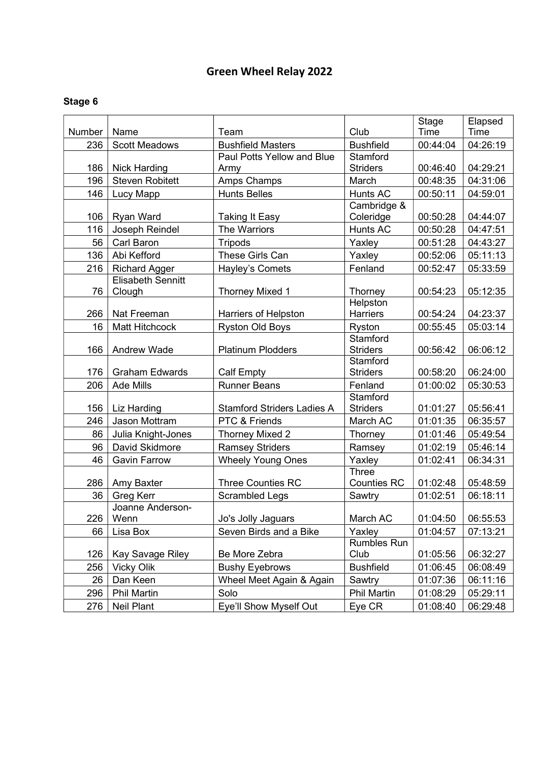# Green Wheel Relay 2022

**Stage 6**

| Number | Name | Team | Club | Stage Time | Elapsed Time |
|---|---|---|---|---|---|
| 236 | Scott Meadows | Bushfield Masters | Bushfield | 00:44:04 | 04:26:19 |
| 186 | Nick Harding | Paul Potts Yellow and Blue Army | Stamford Striders | 00:46:40 | 04:29:21 |
| 196 | Steven Robitett | Amps Champs | March | 00:48:35 | 04:31:06 |
| 146 | Lucy Mapp | Hunts Belles | Hunts AC | 00:50:11 | 04:59:01 |
| 106 | Ryan Ward | Taking It Easy | Cambridge & Coleridge | 00:50:28 | 04:44:07 |
| 116 | Joseph Reindel | The Warriors | Hunts AC | 00:50:28 | 04:47:51 |
| 56 | Carl Baron | Tripods | Yaxley | 00:51:28 | 04:43:27 |
| 136 | Abi Kefford | These Girls Can | Yaxley | 00:52:06 | 05:11:13 |
| 216 | Richard Agger | Hayley's Comets | Fenland | 00:52:47 | 05:33:59 |
| 76 | Elisabeth Sennitt Clough | Thorney Mixed 1 | Thorney | 00:54:23 | 05:12:35 |
| 266 | Nat Freeman | Harriers of Helpston | Helpston Harriers | 00:54:24 | 04:23:37 |
| 16 | Matt Hitchcock | Ryston Old Boys | Ryston | 00:55:45 | 05:03:14 |
| 166 | Andrew Wade | Platinum Plodders | Stamford Striders | 00:56:42 | 06:06:12 |
| 176 | Graham Edwards | Calf Empty | Stamford Striders | 00:58:20 | 06:24:00 |
| 206 | Ade Mills | Runner Beans | Fenland | 01:00:02 | 05:30:53 |
| 156 | Liz Harding | Stamford Striders Ladies A | Stamford Striders | 01:01:27 | 05:56:41 |
| 246 | Jason Mottram | PTC & Friends | March AC | 01:01:35 | 06:35:57 |
| 86 | Julia Knight-Jones | Thorney Mixed 2 | Thorney | 01:01:46 | 05:49:54 |
| 96 | David Skidmore | Ramsey Striders | Ramsey | 01:02:19 | 05:46:14 |
| 46 | Gavin Farrow | Wheely Young Ones | Yaxley | 01:02:41 | 06:34:31 |
| 286 | Amy Baxter | Three Counties RC | Three Counties RC | 01:02:48 | 05:48:59 |
| 36 | Greg Kerr | Scrambled Legs | Sawtry | 01:02:51 | 06:18:11 |
| 226 | Joanne Anderson-Wenn | Jo's Jolly Jaguars | March AC | 01:04:50 | 06:55:53 |
| 66 | Lisa Box | Seven Birds and a Bike | Yaxley | 01:04:57 | 07:13:21 |
| 126 | Kay Savage Riley | Be More Zebra | Rumbles Run Club | 01:05:56 | 06:32:27 |
| 256 | Vicky Olik | Bushy Eyebrows | Bushfield | 01:06:45 | 06:08:49 |
| 26 | Dan Keen | Wheel Meet Again & Again | Sawtry | 01:07:36 | 06:11:16 |
| 296 | Phil Martin | Solo | Phil Martin | 01:08:29 | 05:29:11 |
| 276 | Neil Plant | Eye'll Show Myself Out | Eye CR | 01:08:40 | 06:29:48 |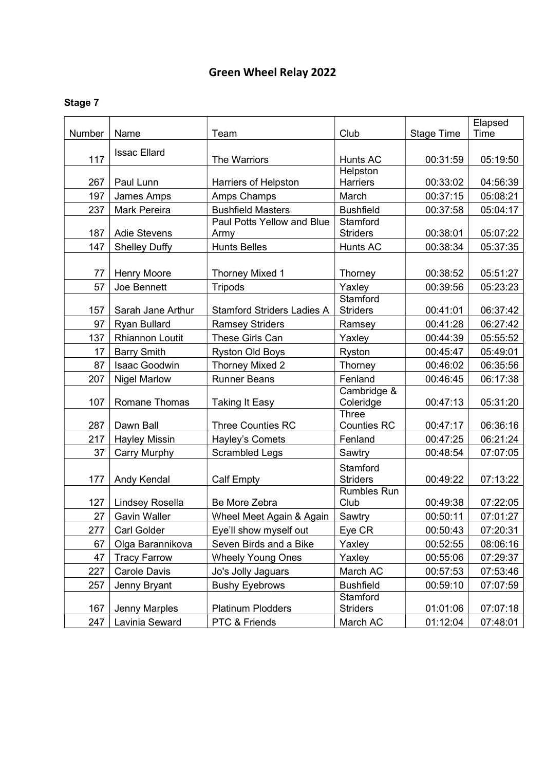# Green Wheel Relay 2022

**Stage 7**

| Number | Name | Team | Club | Stage Time | Elapsed Time |
|---|---|---|---|---|---|
| 117 | Issac Ellard | The Warriors | Hunts AC | 00:31:59 | 05:19:50 |
| 267 | Paul Lunn | Harriers of Helpston | Helpston Harriers | 00:33:02 | 04:56:39 |
| 197 | James Amps | Amps Champs | March | 00:37:15 | 05:08:21 |
| 237 | Mark Pereira | Bushfield Masters | Bushfield | 00:37:58 | 05:04:17 |
| 187 | Adie Stevens | Paul Potts Yellow and Blue Army | Stamford Striders | 00:38:01 | 05:07:22 |
| 147 | Shelley Duffy | Hunts Belles | Hunts AC | 00:38:34 | 05:37:35 |
| 77 | Henry Moore | Thorney Mixed 1 | Thorney | 00:38:52 | 05:51:27 |
| 57 | Joe Bennett | Tripods | Yaxley | 00:39:56 | 05:23:23 |
| 157 | Sarah Jane Arthur | Stamford Striders Ladies A | Stamford Striders | 00:41:01 | 06:37:42 |
| 97 | Ryan Bullard | Ramsey Striders | Ramsey | 00:41:28 | 06:27:42 |
| 137 | Rhiannon Loutit | These Girls Can | Yaxley | 00:44:39 | 05:55:52 |
| 17 | Barry Smith | Ryston Old Boys | Ryston | 00:45:47 | 05:49:01 |
| 87 | Isaac Goodwin | Thorney Mixed 2 | Thorney | 00:46:02 | 06:35:56 |
| 207 | Nigel Marlow | Runner Beans | Fenland | 00:46:45 | 06:17:38 |
| 107 | Romane Thomas | Taking It Easy | Cambridge & Coleridge | 00:47:13 | 05:31:20 |
| 287 | Dawn Ball | Three Counties RC | Three Counties RC | 00:47:17 | 06:36:16 |
| 217 | Hayley Missin | Hayley's Comets | Fenland | 00:47:25 | 06:21:24 |
| 37 | Carry Murphy | Scrambled Legs | Sawtry | 00:48:54 | 07:07:05 |
| 177 | Andy Kendal | Calf Empty | Stamford Striders | 00:49:22 | 07:13:22 |
| 127 | Lindsey Rosella | Be More Zebra | Rumbles Run Club | 00:49:38 | 07:22:05 |
| 27 | Gavin Waller | Wheel Meet Again & Again | Sawtry | 00:50:11 | 07:01:27 |
| 277 | Carl Golder | Eye'll show myself out | Eye CR | 00:50:43 | 07:20:31 |
| 67 | Olga Barannikova | Seven Birds and a Bike | Yaxley | 00:52:55 | 08:06:16 |
| 47 | Tracy Farrow | Wheely Young Ones | Yaxley | 00:55:06 | 07:29:37 |
| 227 | Carole Davis | Jo's Jolly Jaguars | March AC | 00:57:53 | 07:53:46 |
| 257 | Jenny Bryant | Bushy Eyebrows | Bushfield | 00:59:10 | 07:07:59 |
| 167 | Jenny Marples | Platinum Plodders | Stamford Striders | 01:01:06 | 07:07:18 |
| 247 | Lavinia Seward | PTC & Friends | March AC | 01:12:04 | 07:48:01 |